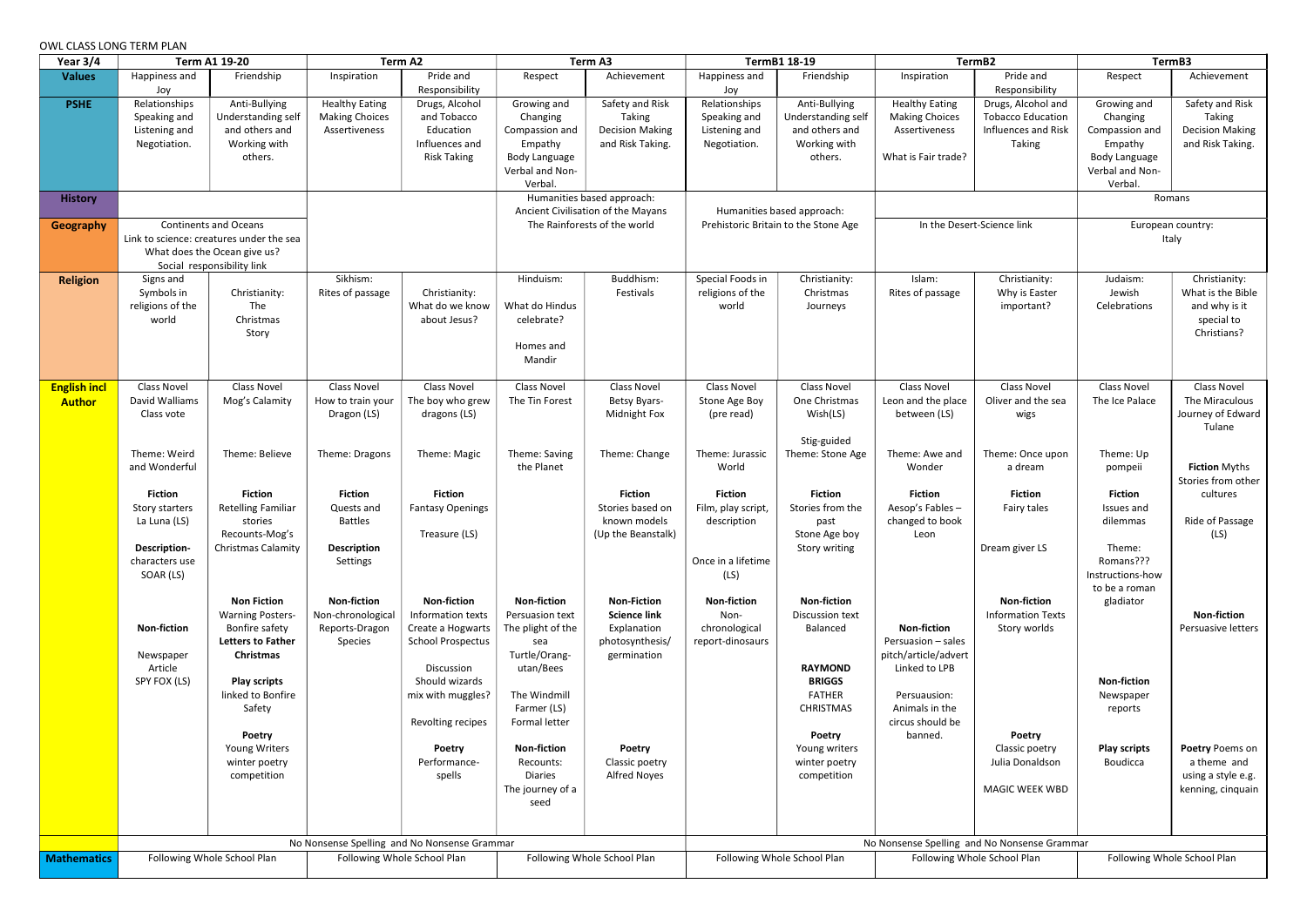OWL CLASS LONG TERM PLAN

| Year 3/4 | Term A1 19-20 | | Term A2 | | Term A3 | | TermB1 18-19 | | TermB2 | | TermB3 | |
|---|---|---|---|---|---|---|---|---|---|---|---|---|
| **Values** | Happiness and Joy | Friendship | Inspiration | Pride and Responsibility | Respect | Achievement | Happiness and Joy | Friendship | Inspiration | Pride and Responsibility | Respect | Achievement |
| **PSHE** | Relationships Speaking and Listening and Negotiation. | Anti-Bullying Understanding self and others and Working with others. | Healthy Eating Making Choices Assertiveness | Drugs, Alcohol and Tobacco Education Influences and Risk Taking | Growing and Changing Compassion and Empathy Body Language Verbal and Non-Verbal. | Safety and Risk Taking Decision Making and Risk Taking. | Relationships Speaking and Listening and Negotiation. | Anti-Bullying Understanding self and others and Working with others. | Healthy Eating Making Choices Assertiveness<br><br>What is Fair trade? | Drugs, Alcohol and Tobacco Education Influences and Risk Taking | Growing and Changing Compassion and Empathy Body Language Verbal and Non-Verbal. | Safety and Risk Taking Decision Making and Risk Taking. |
| **History** | | | | | Humanities based approach: Ancient Civilisation of the Mayans | | Humanities based approach: Prehistoric Britain to the Stone Age | | | | Romans | |
| **Geography** | Continents and Oceans<br>Link to science: creatures under the sea<br>What does the Ocean give us?<br>Social responsibility link | | | | The Rainforests of the world | | | | In the Desert-Science link | | European country: Italy | |
| **Religion** | Signs and Symbols in religions of the world | Christianity: The Christmas Story | Sikhism: Rites of passage | Christianity: What do we know about Jesus? | Hinduism:<br><br>What do Hindus celebrate?<br><br>Homes and Mandir | Buddhism: Festivals | Special Foods in religions of the world | Christianity: Christmas Journeys | Islam: Rites of passage | Christianity: Why is Easter important? | Judaism: Jewish Celebrations | Christianity: What is the Bible and why is it special to Christians? |
| **English incl Author** | Class Novel David Walliams Class vote<br><br>Theme: Weird and Wonderful<br><br>**Fiction**<br>Story starters La Luna (LS)<br><br>**Description-** characters use SOAR (LS)<br><br>**Non-fiction**<br><br>Newspaper Article SPY FOX (LS) | Class Novel Mog's Calamity<br><br>Theme: Believe<br><br>**Fiction**<br>Retelling Familiar stories Recounts-Mog's Christmas Calamity<br><br>**Non Fiction**<br>Warning Posters-Bonfire safety<br>**Letters to Father Christmas**<br><br>**Play scripts** linked to Bonfire Safety<br><br>**Poetry**<br>Young Writers winter poetry competition | Class Novel How to train your Dragon (LS)<br><br>Theme: Dragons<br><br>**Fiction**<br>Quests and Battles<br><br>**Description** Settings<br><br>**Non-fiction**<br>Non-chronological Reports-Dragon Species | Class Novel The boy who grew dragons (LS)<br><br>Theme: Magic<br><br>**Fiction**<br>Fantasy Openings<br><br>Treasure (LS)<br><br>**Non-fiction**<br>Information texts Create a Hogwarts School Prospectus<br><br>Discussion Should wizards mix with muggles?<br><br>Revolting recipes<br><br>**Poetry**<br>Performance-spells | Class Novel The Tin Forest<br><br>Theme: Saving the Planet<br><br>**Non-fiction**<br>Persuasion text The plight of the sea Turtle/Orang-utan/Bees<br><br>The Windmill Farmer (LS)<br>Formal letter<br><br>**Non-fiction**<br>Recounts: Diaries The journey of a seed | Class Novel Betsy Byars-Midnight Fox<br><br>Theme: Change<br><br>**Fiction**<br>Stories based on known models (Up the Beanstalk)<br><br>**Non-Fiction**<br>**Science link**<br>Explanation photosynthesis/ germination<br><br>**Poetry**<br>Classic poetry Alfred Noyes | Class Novel Stone Age Boy (pre read)<br><br>Theme: Jurassic World<br><br>**Fiction**<br>Film, play script, description<br><br>Once in a lifetime (LS)<br><br>**Non-fiction**<br>Non-chronological report-dinosaurs | Class Novel One Christmas Wish(LS)<br><br>Stig-guided<br>Theme: Stone Age<br><br>**Fiction**<br>Stories from the past Stone Age boy Story writing<br><br>**Non-fiction**<br>Discussion text Balanced<br><br>**RAYMOND BRIGGS** FATHER CHRISTMAS<br><br>**Poetry**<br>Young writers winter poetry competition | Class Novel Leon and the place between (LS)<br><br>Theme: Awe and Wonder<br><br>**Fiction**<br>Aesop's Fables – changed to book Leon<br><br>**Non-fiction**<br>Persuasion – sales pitch/article/advert Linked to LPB<br><br>Persuausion: Animals in the circus should be banned. | Class Novel Oliver and the sea wigs<br><br>Theme: Once upon a dream<br><br>**Fiction**<br>Fairy tales<br><br>Dream giver LS<br><br>**Non-fiction**<br>Information Texts Story worlds<br><br>**Poetry**<br>Classic poetry Julia Donaldson<br><br>MAGIC WEEK WBD | Class Novel The Ice Palace<br><br>Theme: Up pompeii<br><br>**Fiction**<br>Issues and dilemmas<br><br>Theme: Romans???<br>Instructions-how to be a roman gladiator<br><br>**Non-fiction**<br>Newspaper reports<br><br>**Play scripts** Boudicca | Class Novel The Miraculous Journey of Edward Tulane<br><br>**Fiction** Myths Stories from other cultures<br><br>Ride of Passage (LS)<br><br>**Non-fiction**<br>Persuasive letters<br><br>**Poetry** Poems on a theme and using a style e.g. kenning, cinquain |
| | No Nonsense Spelling and No Nonsense Grammar | | | | | | No Nonsense Spelling and No Nonsense Grammar | | | | | |
| **Mathematics** | Following Whole School Plan | | Following Whole School Plan | | Following Whole School Plan | | Following Whole School Plan | | Following Whole School Plan | | Following Whole School Plan | |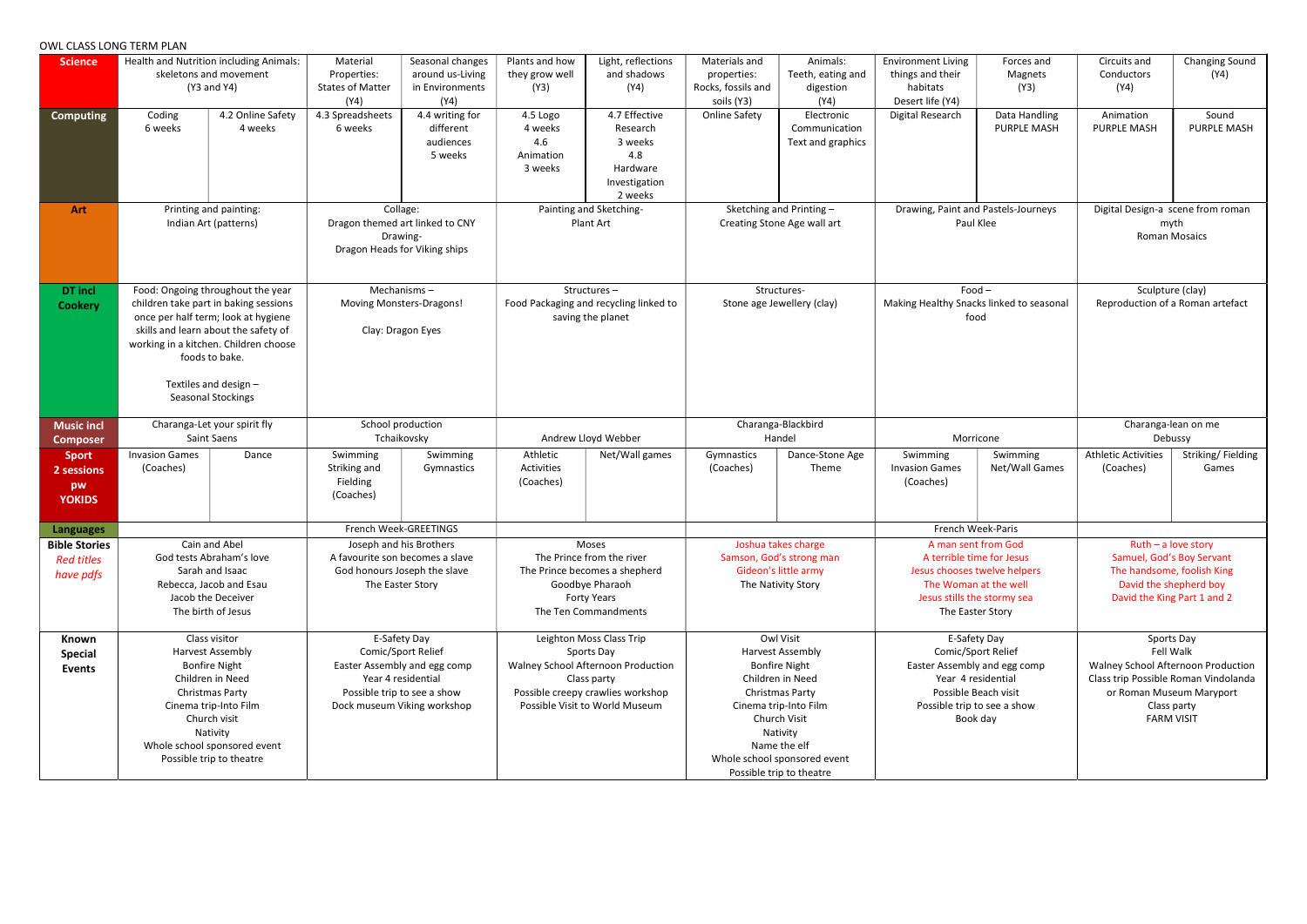OWL CLASS LONG TERM PLAN

| | | | | | | | | | | | | |
|---|---|---|---|---|---|---|---|---|---|---|---|---|
| **Science** | Health and Nutrition including Animals: skeletons and movement (Y3 and Y4) | | Material Properties: States of Matter (Y4) | Seasonal changes around us-Living in Environments (Y4) | Plants and how they grow well (Y3) | Light, reflections and shadows (Y4) | Materials and properties: Rocks, fossils and soils (Y3) | Animals: Teeth, eating and digestion (Y4) | Environment Living things and their habitats Desert life (Y4) | Forces and Magnets (Y3) | Circuits and Conductors (Y4) | Changing Sound (Y4) |
| **Computing** | Coding 6 weeks | 4.2 Online Safety 4 weeks | 4.3 Spreadsheets 6 weeks | 4.4 writing for different audiences 5 weeks | 4.5 Logo 4 weeks 4.6 Animation 3 weeks | 4.7 Effective Research 3 weeks 4.8 Hardware Investigation 2 weeks | Online Safety | Electronic Communication Text and graphics | Digital Research | Data Handling PURPLE MASH | Animation PURPLE MASH | Sound PURPLE MASH |
| **Art** | Printing and painting: Indian Art (patterns) | | Collage: Dragon themed art linked to CNY Drawing- Dragon Heads for Viking ships | | Painting and Sketching- Plant Art | | Sketching and Printing – Creating Stone Age wall art | | Drawing, Paint and Pastels-Journeys Paul Klee | | Digital Design-a scene from roman myth Roman Mosaics | |
| **DT incl Cookery** | Food: Ongoing throughout the year children take part in baking sessions once per half term; look at hygiene skills and learn about the safety of working in a kitchen. Children choose foods to bake. Textiles and design – Seasonal Stockings | | Mechanisms – Moving Monsters-Dragons! Clay: Dragon Eyes | | Structures – Food Packaging and recycling linked to saving the planet | | Structures- Stone age Jewellery (clay) | | Food – Making Healthy Snacks linked to seasonal food | | Sculpture (clay) Reproduction of a Roman artefact | |
| **Music incl Composer** | Charanga-Let your spirit fly Saint Saens | | School production Tchaikovsky | | Andrew Lloyd Webber | | Charanga-Blackbird Handel | | Morricone | | Charanga-lean on me Debussy | |
| **Sport 2 sessions pw YOKIDS** | Invasion Games (Coaches) | Dance | Swimming Striking and Fielding (Coaches) | Swimming Gymnastics | Athletic Activities (Coaches) | Net/Wall games | Gymnastics (Coaches) | Dance-Stone Age Theme | Swimming Invasion Games (Coaches) | Swimming Net/Wall Games | Athletic Activities (Coaches) | Striking/ Fielding Games |
| **Languages** | | | French Week-GREETINGS | | | | | | French Week-Paris | | | |
| **Bible Stories** *Red titles have pdfs* | Cain and Abel God tests Abraham's love Sarah and Isaac Rebecca, Jacob and Esau Jacob the Deceiver The birth of Jesus | | Joseph and his Brothers A favourite son becomes a slave God honours Joseph the slave The Easter Story | | Moses The Prince from the river The Prince becomes a shepherd Goodbye Pharaoh Forty Years The Ten Commandments | | Joshua takes charge Samson, God's strong man Gideon's little army The Nativity Story | | A man sent from God A terrible time for Jesus Jesus chooses twelve helpers The Woman at the well Jesus stills the stormy sea The Easter Story | | Ruth – a love story Samuel, God's Boy Servant The handsome, foolish King David the shepherd boy David the King Part 1 and 2 | |
| **Known Special Events** | Class visitor Harvest Assembly Bonfire Night Children in Need Christmas Party Cinema trip-Into Film Church visit Nativity Whole school sponsored event Possible trip to theatre | | E-Safety Day Comic/Sport Relief Easter Assembly and egg comp Year 4 residential Possible trip to see a show Dock museum Viking workshop | | Leighton Moss Class Trip Sports Day Walney School Afternoon Production Class party Possible creepy crawlies workshop Possible Visit to World Museum | | Owl Visit Harvest Assembly Bonfire Night Children in Need Christmas Party Cinema trip-Into Film Church Visit Nativity Name the elf Whole school sponsored event Possible trip to theatre | | E-Safety Day Comic/Sport Relief Easter Assembly and egg comp Year 4 residential Possible Beach visit Possible trip to see a show Book day | | Sports Day Fell Walk Walney School Afternoon Production Class trip Possible Roman Vindolanda or Roman Museum Maryport Class party FARM VISIT | |